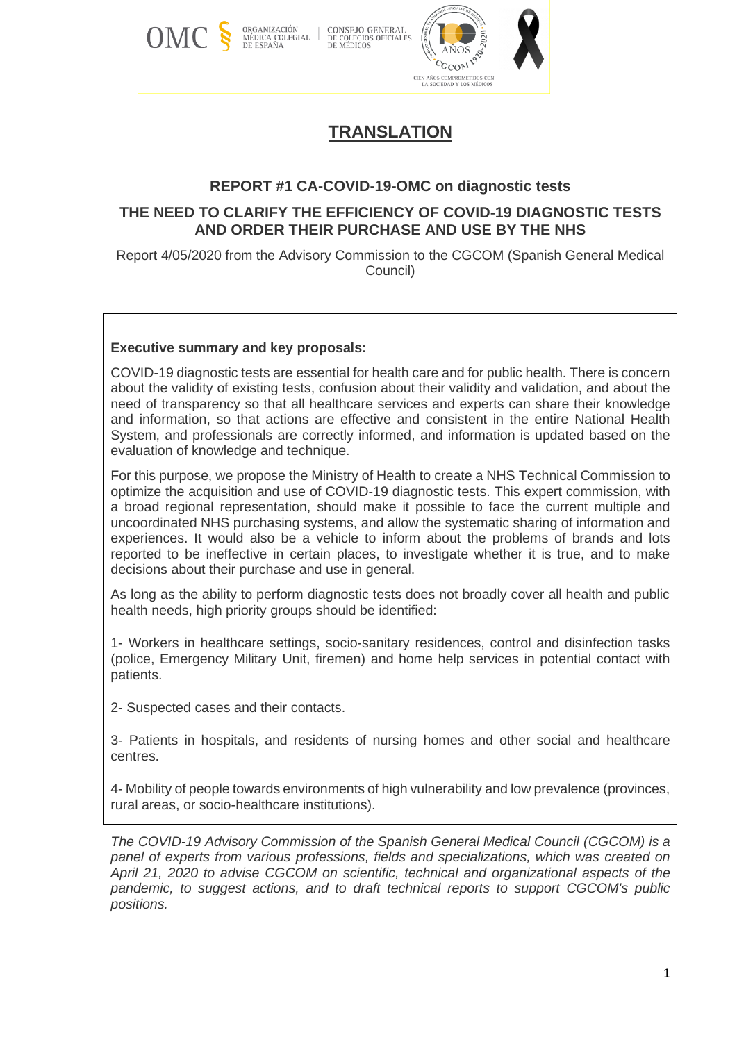# TRANSLATION

## REPORT #1 CA-COVID-19-OMC on diagnostic tests

## THE NEED TO CLARIFY THE EFFICIENCY OF COVID-19 DIAGNOSTIC TESTS AND ORDER THEIR PURCHASE AND USE BY THE NHS

Report 4/05/2020 from the Advisory Commission to the CGCOM (Spanish General Medical Council)

**Executive summary and key proposals:**

COVID-19 diagnostic tests are essential for health care and for public health. There is concern about the validity of existing tests, confusion about their validity and validation, and about the need of transparency so that all healthcare services and experts can share their knowledge and information, so that actions are effective and consistent in the entire National Health System, and professionals are correctly informed, and information is updated based on the evaluation of knowledge and technique.

For this purpose, we propose the Ministry of Health to create a NHS Technical Commission to optimize the acquisition and use of COVID-19 diagnostic tests. This expert commission, with a broad regional representation, should make it possible to face the current multiple and uncoordinated NHS purchasing systems, and allow the systematic sharing of information and experiences. It would also be a vehicle to inform about the problems of brands and lots reported to be ineffective in certain places, to investigate whether it is true, and to make decisions about their purchase and use in general.

As long as the ability to perform diagnostic tests does not broadly cover all health and public health needs, high priority groups should be identified:

1- Workers in healthcare settings, socio-sanitary residences, control and disinfection tasks (police, Emergency Military Unit, firemen) and home help services in potential contact with patients.

2- Suspected cases and their contacts.

3- Patients in hospitals, and residents of nursing homes and other social and healthcare centres.

4- Mobility of people towards environments of high vulnerability and low prevalence (provinces, rural areas, or socio-healthcare institutions).

*The COVID-19 Advisory Commission of the Spanish General Medical Council (CGCOM) is a panel of experts from various professions, fields and specializations, which was created on April 21, 2020 to advise CGCOM on scientific, technical and organizational aspects of the pandemic, to suggest actions, and to draft technical reports to support CGCOM's public positions.*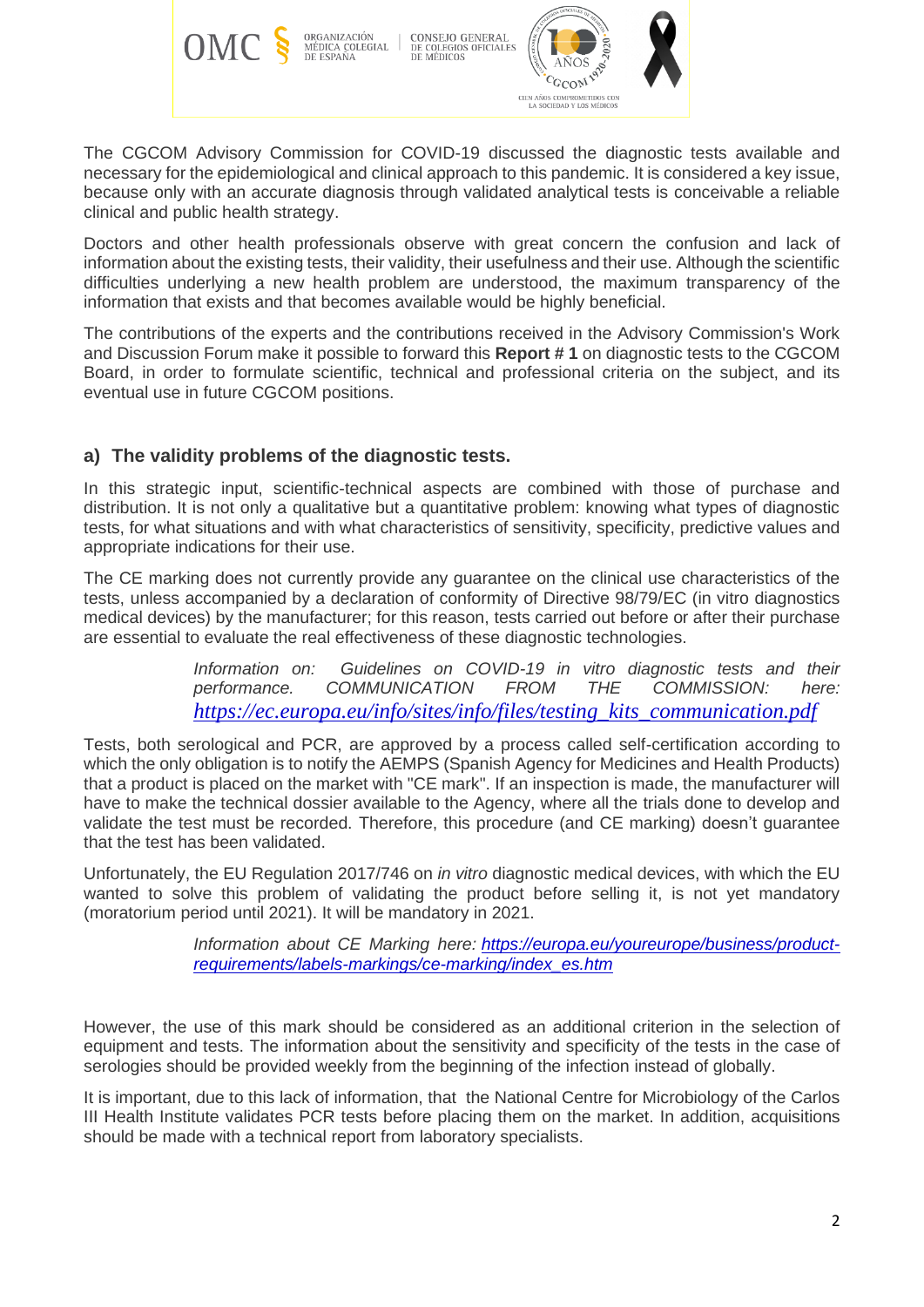The CGCOM Advisory Commission for COVID-19 discussed the diagnostic tests available and necessary for the epidemiological and clinical approach to this pandemic. It is considered a key issue, because only with an accurate diagnosis through validated analytical tests is conceivable a reliable clinical and public health strategy.

Doctors and other health professionals observe with great concern the confusion and lack of information about the existing tests, their validity, their usefulness and their use. Although the scientific difficulties underlying a new health problem are understood, the maximum transparency of the information that exists and that becomes available would be highly beneficial.

The contributions of the experts and the contributions received in the Advisory Commission's Work and Discussion Forum make it possible to forward this **Report # 1** on diagnostic tests to the CGCOM Board, in order to formulate scientific, technical and professional criteria on the subject, and its eventual use in future CGCOM positions.

### a) The validity problems of the diagnostic tests.

In this strategic input, scientific-technical aspects are combined with those of purchase and distribution. It is not only a qualitative but a quantitative problem: knowing what types of diagnostic tests, for what situations and with what characteristics of sensitivity, specificity, predictive values and appropriate indications for their use.

The CE marking does not currently provide any guarantee on the clinical use characteristics of the tests, unless accompanied by a declaration of conformity of Directive 98/79/EC (in vitro diagnostics medical devices) by the manufacturer; for this reason, tests carried out before or after their purchase are essential to evaluate the real effectiveness of these diagnostic technologies.

> *Information on: Guidelines on COVID-19 in vitro diagnostic tests and their performance. COMMUNICATION FROM THE COMMISSION: here:* *https://ec.europa.eu/info/sites/info/files/testing_kits_communication.pdf*

Tests, both serological and PCR, are approved by a process called self-certification according to which the only obligation is to notify the AEMPS (Spanish Agency for Medicines and Health Products) that a product is placed on the market with "CE mark". If an inspection is made, the manufacturer will have to make the technical dossier available to the Agency, where all the trials done to develop and validate the test must be recorded. Therefore, this procedure (and CE marking) doesn't guarantee that the test has been validated.

Unfortunately, the EU Regulation 2017/746 on *in vitro* diagnostic medical devices, with which the EU wanted to solve this problem of validating the product before selling it, is not yet mandatory (moratorium period until 2021). It will be mandatory in 2021.

> *Information about CE Marking here:* https://europa.eu/youreurope/business/product-requirements/labels-markings/ce-marking/index_es.htm

However, the use of this mark should be considered as an additional criterion in the selection of equipment and tests. The information about the sensitivity and specificity of the tests in the case of serologies should be provided weekly from the beginning of the infection instead of globally.

It is important, due to this lack of information, that the National Centre for Microbiology of the Carlos III Health Institute validates PCR tests before placing them on the market. In addition, acquisitions should be made with a technical report from laboratory specialists.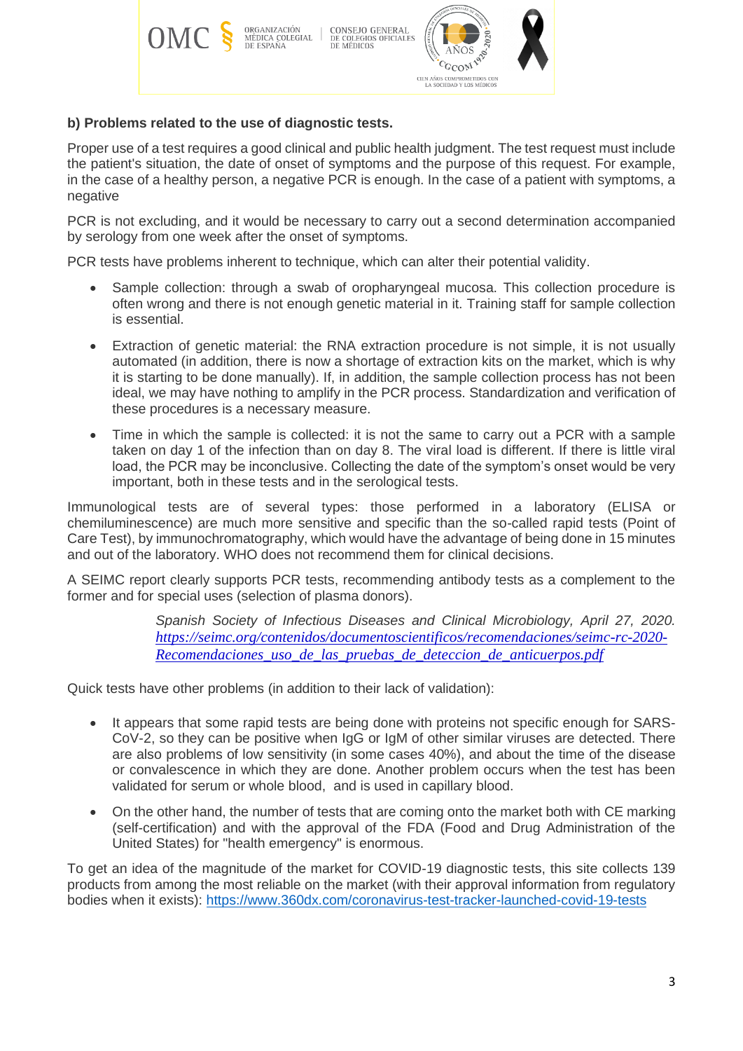**b) Problems related to the use of diagnostic tests.**

Proper use of a test requires a good clinical and public health judgment. The test request must include the patient's situation, the date of onset of symptoms and the purpose of this request. For example, in the case of a healthy person, a negative PCR is enough. In the case of a patient with symptoms, a negative

PCR is not excluding, and it would be necessary to carry out a second determination accompanied by serology from one week after the onset of symptoms.

PCR tests have problems inherent to technique, which can alter their potential validity.

- Sample collection: through a swab of oropharyngeal mucosa. This collection procedure is often wrong and there is not enough genetic material in it. Training staff for sample collection is essential.
- Extraction of genetic material: the RNA extraction procedure is not simple, it is not usually automated (in addition, there is now a shortage of extraction kits on the market, which is why it is starting to be done manually). If, in addition, the sample collection process has not been ideal, we may have nothing to amplify in the PCR process. Standardization and verification of these procedures is a necessary measure.
- Time in which the sample is collected: it is not the same to carry out a PCR with a sample taken on day 1 of the infection than on day 8. The viral load is different. If there is little viral load, the PCR may be inconclusive. Collecting the date of the symptom's onset would be very important, both in these tests and in the serological tests.

Immunological tests are of several types: those performed in a laboratory (ELISA or chemiluminescence) are much more sensitive and specific than the so-called rapid tests (Point of Care Test), by immunochromatography, which would have the advantage of being done in 15 minutes and out of the laboratory. WHO does not recommend them for clinical decisions.

A SEIMC report clearly supports PCR tests, recommending antibody tests as a complement to the former and for special uses (selection of plasma donors).

> *Spanish Society of Infectious Diseases and Clinical Microbiology, April 27, 2020.* *https://seimc.org/contenidos/documentoscientificos/recomendaciones/seimc-rc-2020-Recomendaciones_uso_de_las_pruebas_de_deteccion_de_anticuerpos.pdf*

Quick tests have other problems (in addition to their lack of validation):

- It appears that some rapid tests are being done with proteins not specific enough for SARS-CoV-2, so they can be positive when IgG or IgM of other similar viruses are detected. There are also problems of low sensitivity (in some cases 40%), and about the time of the disease or convalescence in which they are done. Another problem occurs when the test has been validated for serum or whole blood, and is used in capillary blood.
- On the other hand, the number of tests that are coming onto the market both with CE marking (self-certification) and with the approval of the FDA (Food and Drug Administration of the United States) for "health emergency" is enormous.

To get an idea of the magnitude of the market for COVID-19 diagnostic tests, this site collects 139 products from among the most reliable on the market (with their approval information from regulatory bodies when it exists): https://www.360dx.com/coronavirus-test-tracker-launched-covid-19-tests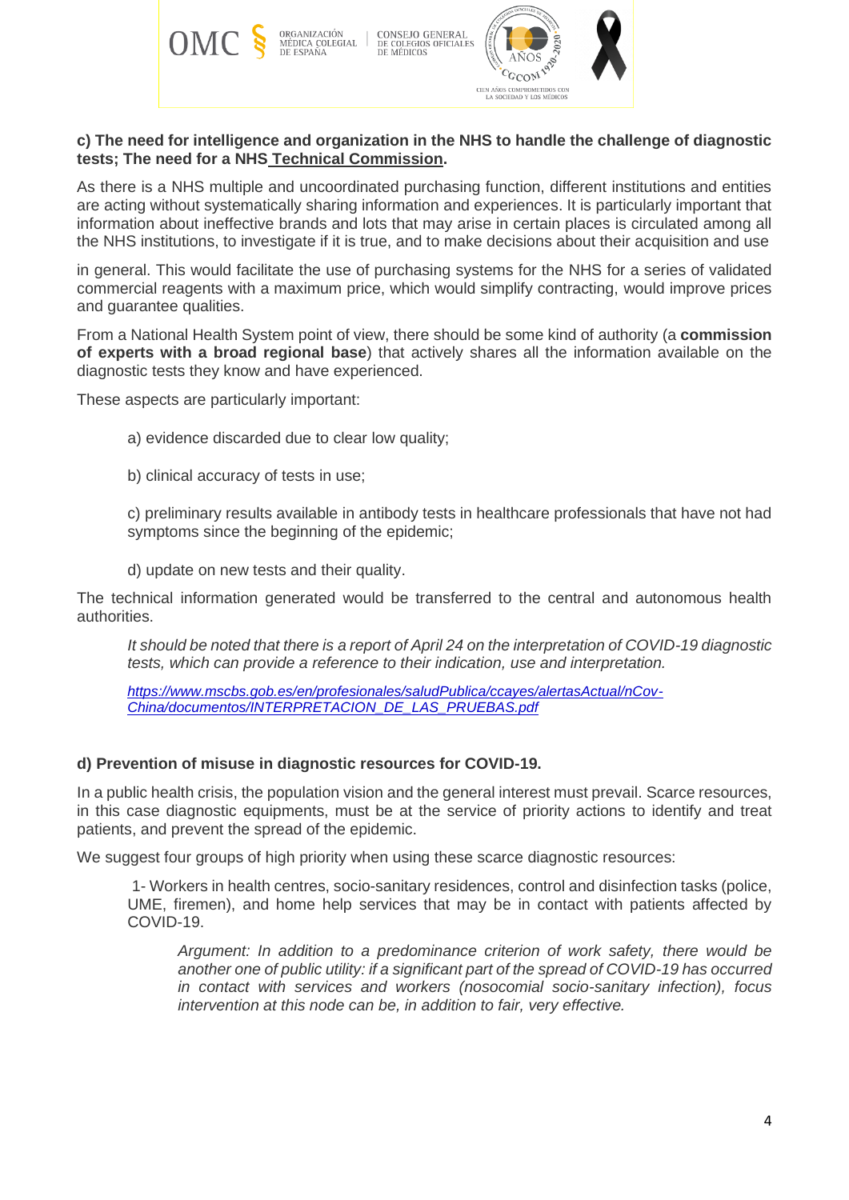**c) The need for intelligence and organization in the NHS to handle the challenge of diagnostic tests; The need for a NHS Technical Commission.**

As there is a NHS multiple and uncoordinated purchasing function, different institutions and entities are acting without systematically sharing information and experiences. It is particularly important that information about ineffective brands and lots that may arise in certain places is circulated among all the NHS institutions, to investigate if it is true, and to make decisions about their acquisition and use

in general. This would facilitate the use of purchasing systems for the NHS for a series of validated commercial reagents with a maximum price, which would simplify contracting, would improve prices and guarantee qualities.

From a National Health System point of view, there should be some kind of authority (a **commission of experts with a broad regional base**) that actively shares all the information available on the diagnostic tests they know and have experienced.

These aspects are particularly important:

a) evidence discarded due to clear low quality;

b) clinical accuracy of tests in use;

c) preliminary results available in antibody tests in healthcare professionals that have not had symptoms since the beginning of the epidemic;

d) update on new tests and their quality.

The technical information generated would be transferred to the central and autonomous health authorities.

*It should be noted that there is a report of April 24 on the interpretation of COVID-19 diagnostic tests, which can provide a reference to their indication, use and interpretation.*

*https://www.mscbs.gob.es/en/profesionales/saludPublica/ccayes/alertasActual/nCov-China/documentos/INTERPRETACION_DE_LAS_PRUEBAS.pdf*

**d) Prevention of misuse in diagnostic resources for COVID-19.**

In a public health crisis, the population vision and the general interest must prevail. Scarce resources, in this case diagnostic equipments, must be at the service of priority actions to identify and treat patients, and prevent the spread of the epidemic.

We suggest four groups of high priority when using these scarce diagnostic resources:

1- Workers in health centres, socio-sanitary residences, control and disinfection tasks (police, UME, firemen), and home help services that may be in contact with patients affected by COVID-19.

*Argument: In addition to a predominance criterion of work safety, there would be another one of public utility: if a significant part of the spread of COVID-19 has occurred in contact with services and workers (nosocomial socio-sanitary infection), focus intervention at this node can be, in addition to fair, very effective.*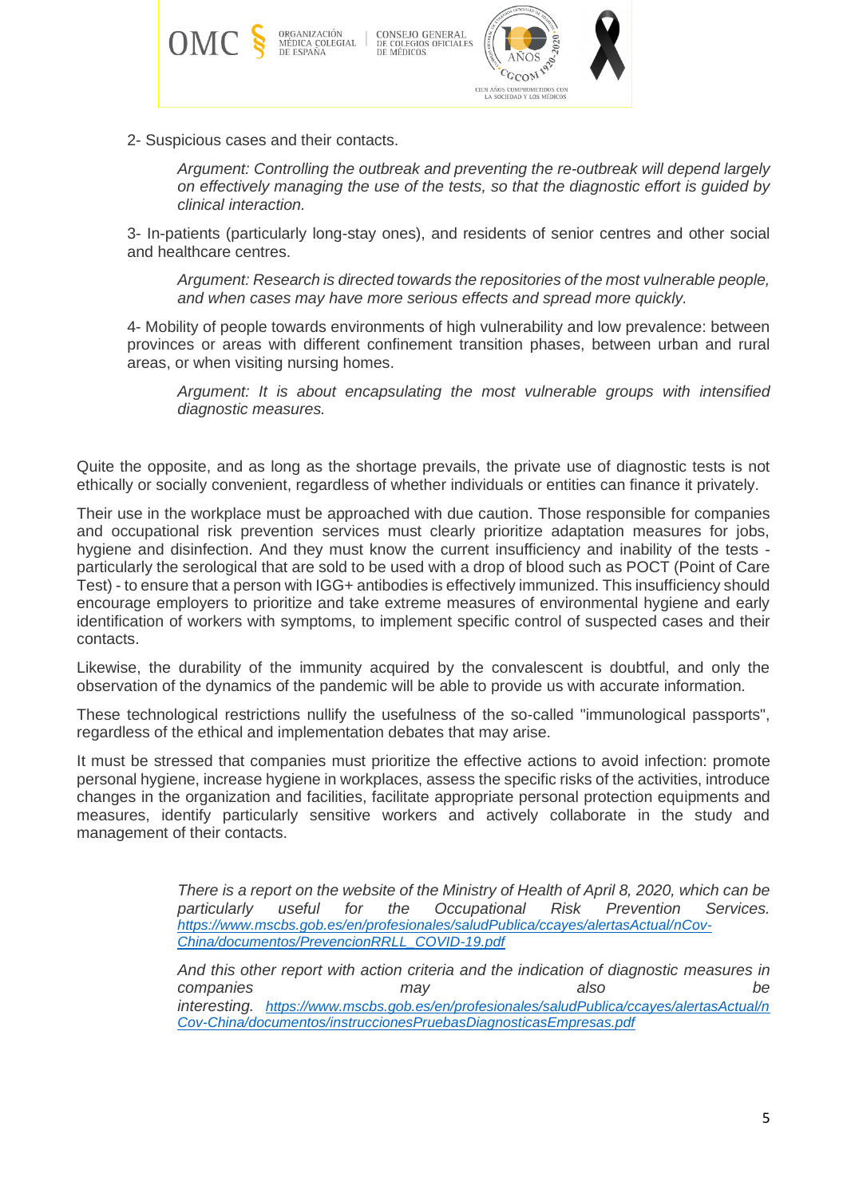2- Suspicious cases and their contacts.

*Argument: Controlling the outbreak and preventing the re-outbreak will depend largely on effectively managing the use of the tests, so that the diagnostic effort is guided by clinical interaction.*

3- In-patients (particularly long-stay ones), and residents of senior centres and other social and healthcare centres.

*Argument: Research is directed towards the repositories of the most vulnerable people, and when cases may have more serious effects and spread more quickly.*

4- Mobility of people towards environments of high vulnerability and low prevalence: between provinces or areas with different confinement transition phases, between urban and rural areas, or when visiting nursing homes.

*Argument: It is about encapsulating the most vulnerable groups with intensified diagnostic measures.*

Quite the opposite, and as long as the shortage prevails, the private use of diagnostic tests is not ethically or socially convenient, regardless of whether individuals or entities can finance it privately.

Their use in the workplace must be approached with due caution. Those responsible for companies and occupational risk prevention services must clearly prioritize adaptation measures for jobs, hygiene and disinfection. And they must know the current insufficiency and inability of the tests - particularly the serological that are sold to be used with a drop of blood such as POCT (Point of Care Test) - to ensure that a person with IGG+ antibodies is effectively immunized. This insufficiency should encourage employers to prioritize and take extreme measures of environmental hygiene and early identification of workers with symptoms, to implement specific control of suspected cases and their contacts.

Likewise, the durability of the immunity acquired by the convalescent is doubtful, and only the observation of the dynamics of the pandemic will be able to provide us with accurate information.

These technological restrictions nullify the usefulness of the so-called "immunological passports", regardless of the ethical and implementation debates that may arise.

It must be stressed that companies must prioritize the effective actions to avoid infection: promote personal hygiene, increase hygiene in workplaces, assess the specific risks of the activities, introduce changes in the organization and facilities, facilitate appropriate personal protection equipments and measures, identify particularly sensitive workers and actively collaborate in the study and management of their contacts.

*There is a report on the website of the Ministry of Health of April 8, 2020, which can be particularly useful for the Occupational Risk Prevention Services.* https://www.mscbs.gob.es/en/profesionales/saludPublica/ccayes/alertasActual/nCov-China/documentos/PrevencionRRLL_COVID-19.pdf

*And this other report with action criteria and the indication of diagnostic measures in companies may also be interesting.* https://www.mscbs.gob.es/en/profesionales/saludPublica/ccayes/alertasActual/nCov-China/documentos/instruccionesPruebasDiagnosticasEmpresas.pdf